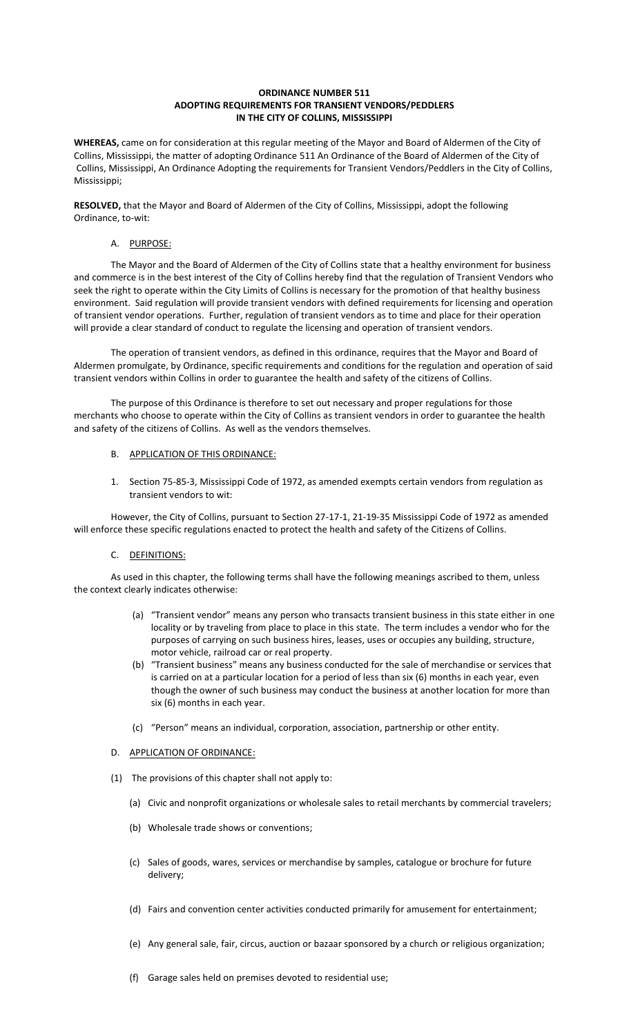**ORDINANCE NUMBER 511**
**ADOPTING REQUIREMENTS FOR TRANSIENT VENDORS/PEDDLERS**
**IN THE CITY OF COLLINS, MISSISSIPPI**

**WHEREAS,** came on for consideration at this regular meeting of the Mayor and Board of Aldermen of the City of Collins, Mississippi, the matter of adopting Ordinance 511 An Ordinance of the Board of Aldermen of the City of Collins, Mississippi, An Ordinance Adopting the requirements for Transient Vendors/Peddlers in the City of Collins, Mississippi;

**RESOLVED,** that the Mayor and Board of Aldermen of the City of Collins, Mississippi, adopt the following Ordinance, to-wit:

A. PURPOSE:

The Mayor and the Board of Aldermen of the City of Collins state that a healthy environment for business and commerce is in the best interest of the City of Collins hereby find that the regulation of Transient Vendors who seek the right to operate within the City Limits of Collins is necessary for the promotion of that healthy business environment. Said regulation will provide transient vendors with defined requirements for licensing and operation of transient vendor operations. Further, regulation of transient vendors as to time and place for their operation will provide a clear standard of conduct to regulate the licensing and operation of transient vendors.

The operation of transient vendors, as defined in this ordinance, requires that the Mayor and Board of Aldermen promulgate, by Ordinance, specific requirements and conditions for the regulation and operation of said transient vendors within Collins in order to guarantee the health and safety of the citizens of Collins.

The purpose of this Ordinance is therefore to set out necessary and proper regulations for those merchants who choose to operate within the City of Collins as transient vendors in order to guarantee the health and safety of the citizens of Collins. As well as the vendors themselves.

B. APPLICATION OF THIS ORDINANCE:

1. Section 75-85-3, Mississippi Code of 1972, as amended exempts certain vendors from regulation as transient vendors to wit:

However, the City of Collins, pursuant to Section 27-17-1, 21-19-35 Mississippi Code of 1972 as amended will enforce these specific regulations enacted to protect the health and safety of the Citizens of Collins.

C. DEFINITIONS:

As used in this chapter, the following terms shall have the following meanings ascribed to them, unless the context clearly indicates otherwise:

(a) "Transient vendor" means any person who transacts transient business in this state either in one locality or by traveling from place to place in this state. The term includes a vendor who for the purposes of carrying on such business hires, leases, uses or occupies any building, structure, motor vehicle, railroad car or real property.

(b) "Transient business" means any business conducted for the sale of merchandise or services that is carried on at a particular location for a period of less than six (6) months in each year, even though the owner of such business may conduct the business at another location for more than six (6) months in each year.

(c) "Person" means an individual, corporation, association, partnership or other entity.

D. APPLICATION OF ORDINANCE:

(1) The provisions of this chapter shall not apply to:

(a) Civic and nonprofit organizations or wholesale sales to retail merchants by commercial travelers;

(b) Wholesale trade shows or conventions;

(c) Sales of goods, wares, services or merchandise by samples, catalogue or brochure for future delivery;

(d) Fairs and convention center activities conducted primarily for amusement for entertainment;

(e) Any general sale, fair, circus, auction or bazaar sponsored by a church or religious organization;

(f) Garage sales held on premises devoted to residential use;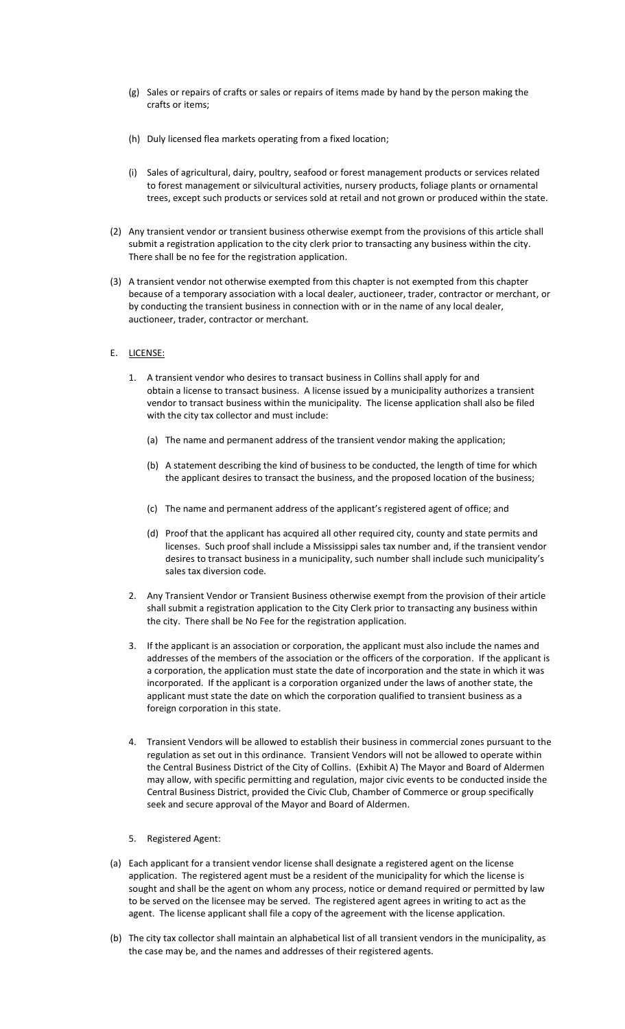(g) Sales or repairs of crafts or sales or repairs of items made by hand by the person making the crafts or items;

(h) Duly licensed flea markets operating from a fixed location;

(i) Sales of agricultural, dairy, poultry, seafood or forest management products or services related to forest management or silvicultural activities, nursery products, foliage plants or ornamental trees, except such products or services sold at retail and not grown or produced within the state.

(2) Any transient vendor or transient business otherwise exempt from the provisions of this article shall submit a registration application to the city clerk prior to transacting any business within the city. There shall be no fee for the registration application.

(3) A transient vendor not otherwise exempted from this chapter is not exempted from this chapter because of a temporary association with a local dealer, auctioneer, trader, contractor or merchant, or by conducting the transient business in connection with or in the name of any local dealer, auctioneer, trader, contractor or merchant.

E. LICENSE:

1. A transient vendor who desires to transact business in Collins shall apply for and obtain a license to transact business. A license issued by a municipality authorizes a transient vendor to transact business within the municipality. The license application shall also be filed with the city tax collector and must include:

   (a) The name and permanent address of the transient vendor making the application;

   (b) A statement describing the kind of business to be conducted, the length of time for which the applicant desires to transact the business, and the proposed location of the business;

   (c) The name and permanent address of the applicant's registered agent of office; and

   (d) Proof that the applicant has acquired all other required city, county and state permits and licenses. Such proof shall include a Mississippi sales tax number and, if the transient vendor desires to transact business in a municipality, such number shall include such municipality's sales tax diversion code.

2. Any Transient Vendor or Transient Business otherwise exempt from the provision of their article shall submit a registration application to the City Clerk prior to transacting any business within the city. There shall be No Fee for the registration application.

3. If the applicant is an association or corporation, the applicant must also include the names and addresses of the members of the association or the officers of the corporation. If the applicant is a corporation, the application must state the date of incorporation and the state in which it was incorporated. If the applicant is a corporation organized under the laws of another state, the applicant must state the date on which the corporation qualified to transient business as a foreign corporation in this state.

4. Transient Vendors will be allowed to establish their business in commercial zones pursuant to the regulation as set out in this ordinance. Transient Vendors will not be allowed to operate within the Central Business District of the City of Collins. (Exhibit A) The Mayor and Board of Aldermen may allow, with specific permitting and regulation, major civic events to be conducted inside the Central Business District, provided the Civic Club, Chamber of Commerce or group specifically seek and secure approval of the Mayor and Board of Aldermen.

5. Registered Agent:

(a) Each applicant for a transient vendor license shall designate a registered agent on the license application. The registered agent must be a resident of the municipality for which the license is sought and shall be the agent on whom any process, notice or demand required or permitted by law to be served on the licensee may be served. The registered agent agrees in writing to act as the agent. The license applicant shall file a copy of the agreement with the license application.

(b) The city tax collector shall maintain an alphabetical list of all transient vendors in the municipality, as the case may be, and the names and addresses of their registered agents.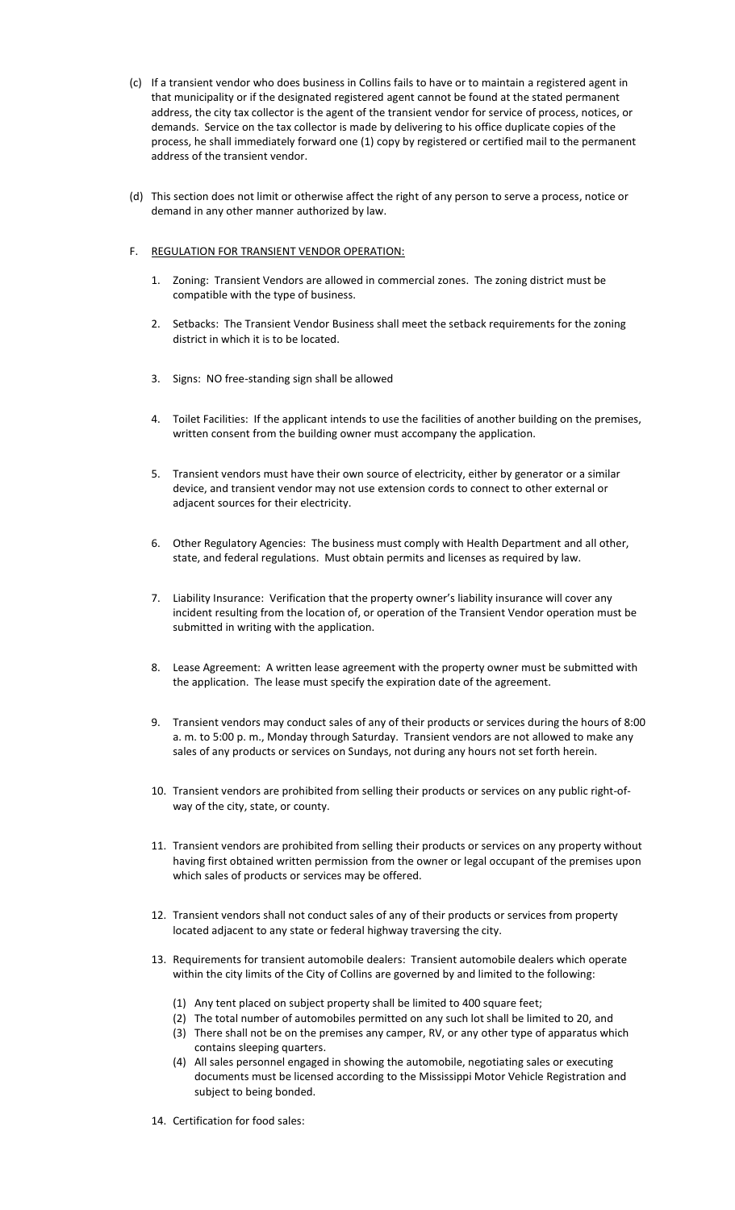(c) If a transient vendor who does business in Collins fails to have or to maintain a registered agent in that municipality or if the designated registered agent cannot be found at the stated permanent address, the city tax collector is the agent of the transient vendor for service of process, notices, or demands. Service on the tax collector is made by delivering to his office duplicate copies of the process, he shall immediately forward one (1) copy by registered or certified mail to the permanent address of the transient vendor.

(d) This section does not limit or otherwise affect the right of any person to serve a process, notice or demand in any other manner authorized by law.

F. <u>REGULATION FOR TRANSIENT VENDOR OPERATION:</u>

1. Zoning: Transient Vendors are allowed in commercial zones. The zoning district must be compatible with the type of business.

2. Setbacks: The Transient Vendor Business shall meet the setback requirements for the zoning district in which it is to be located.

3. Signs: NO free-standing sign shall be allowed

4. Toilet Facilities: If the applicant intends to use the facilities of another building on the premises, written consent from the building owner must accompany the application.

5. Transient vendors must have their own source of electricity, either by generator or a similar device, and transient vendor may not use extension cords to connect to other external or adjacent sources for their electricity.

6. Other Regulatory Agencies: The business must comply with Health Department and all other, state, and federal regulations. Must obtain permits and licenses as required by law.

7. Liability Insurance: Verification that the property owner's liability insurance will cover any incident resulting from the location of, or operation of the Transient Vendor operation must be submitted in writing with the application.

8. Lease Agreement: A written lease agreement with the property owner must be submitted with the application. The lease must specify the expiration date of the agreement.

9. Transient vendors may conduct sales of any of their products or services during the hours of 8:00 a. m. to 5:00 p. m., Monday through Saturday. Transient vendors are not allowed to make any sales of any products or services on Sundays, not during any hours not set forth herein.

10. Transient vendors are prohibited from selling their products or services on any public right-of-way of the city, state, or county.

11. Transient vendors are prohibited from selling their products or services on any property without having first obtained written permission from the owner or legal occupant of the premises upon which sales of products or services may be offered.

12. Transient vendors shall not conduct sales of any of their products or services from property located adjacent to any state or federal highway traversing the city.

13. Requirements for transient automobile dealers: Transient automobile dealers which operate within the city limits of the City of Collins are governed by and limited to the following:

    (1) Any tent placed on subject property shall be limited to 400 square feet;
    (2) The total number of automobiles permitted on any such lot shall be limited to 20, and
    (3) There shall not be on the premises any camper, RV, or any other type of apparatus which contains sleeping quarters.
    (4) All sales personnel engaged in showing the automobile, negotiating sales or executing documents must be licensed according to the Mississippi Motor Vehicle Registration and subject to being bonded.

14. Certification for food sales: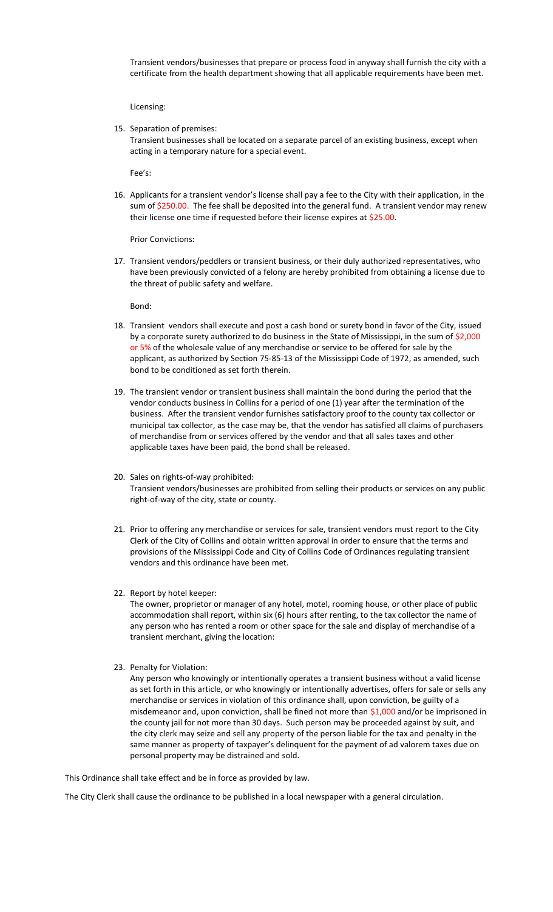Transient vendors/businesses that prepare or process food in anyway shall furnish the city with a certificate from the health department showing that all applicable requirements have been met.

Licensing:

15. Separation of premises:

    Transient businesses shall be located on a separate parcel of an existing business, except when acting in a temporary nature for a special event.

    Fee's:

16. Applicants for a transient vendor's license shall pay a fee to the City with their application, in the sum of $250.00. The fee shall be deposited into the general fund. A transient vendor may renew their license one time if requested before their license expires at $25.00.

    Prior Convictions:

17. Transient vendors/peddlers or transient business, or their duly authorized representatives, who have been previously convicted of a felony are hereby prohibited from obtaining a license due to the threat of public safety and welfare.

    Bond:

18. Transient vendors shall execute and post a cash bond or surety bond in favor of the City, issued by a corporate surety authorized to do business in the State of Mississippi, in the sum of $2,000 or 5% of the wholesale value of any merchandise or service to be offered for sale by the applicant, as authorized by Section 75-85-13 of the Mississippi Code of 1972, as amended, such bond to be conditioned as set forth therein.

19. The transient vendor or transient business shall maintain the bond during the period that the vendor conducts business in Collins for a period of one (1) year after the termination of the business. After the transient vendor furnishes satisfactory proof to the county tax collector or municipal tax collector, as the case may be, that the vendor has satisfied all claims of purchasers of merchandise from or services offered by the vendor and that all sales taxes and other applicable taxes have been paid, the bond shall be released.

20. Sales on rights-of-way prohibited:

    Transient vendors/businesses are prohibited from selling their products or services on any public right-of-way of the city, state or county.

21. Prior to offering any merchandise or services for sale, transient vendors must report to the City Clerk of the City of Collins and obtain written approval in order to ensure that the terms and provisions of the Mississippi Code and City of Collins Code of Ordinances regulating transient vendors and this ordinance have been met.

22. Report by hotel keeper:

    The owner, proprietor or manager of any hotel, motel, rooming house, or other place of public accommodation shall report, within six (6) hours after renting, to the tax collector the name of any person who has rented a room or other space for the sale and display of merchandise of a transient merchant, giving the location:

23. Penalty for Violation:

    Any person who knowingly or intentionally operates a transient business without a valid license as set forth in this article, or who knowingly or intentionally advertises, offers for sale or sells any merchandise or services in violation of this ordinance shall, upon conviction, be guilty of a misdemeanor and, upon conviction, shall be fined not more than $1,000 and/or be imprisoned in the county jail for not more than 30 days. Such person may be proceeded against by suit, and the city clerk may seize and sell any property of the person liable for the tax and penalty in the same manner as property of taxpayer's delinquent for the payment of ad valorem taxes due on personal property may be distrained and sold.

This Ordinance shall take effect and be in force as provided by law.

The City Clerk shall cause the ordinance to be published in a local newspaper with a general circulation.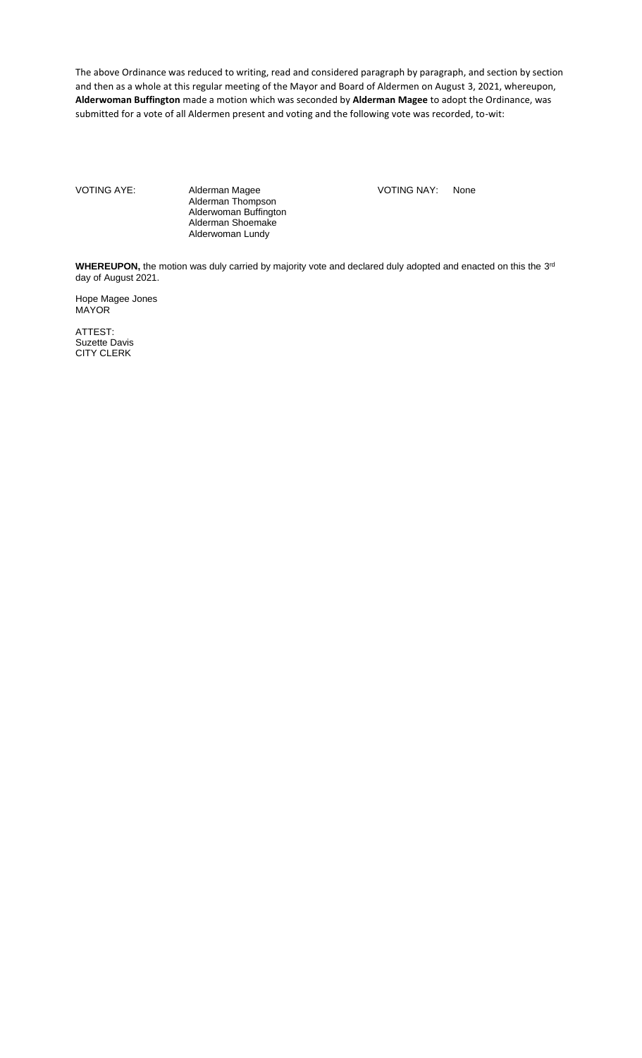The above Ordinance was reduced to writing, read and considered paragraph by paragraph, and section by section and then as a whole at this regular meeting of the Mayor and Board of Aldermen on August 3, 2021, whereupon, **Alderwoman Buffington** made a motion which was seconded by **Alderman Magee** to adopt the Ordinance, was submitted for a vote of all Aldermen present and voting and the following vote was recorded, to-wit:

| | | | |
|---|---|---|---|
| VOTING AYE: | Alderman Magee<br>Alderman Thompson<br>Alderwoman Buffington<br>Alderman Shoemake<br>Alderwoman Lundy | VOTING NAY: | None |

**WHEREUPON,** the motion was duly carried by majority vote and declared duly adopted and enacted on this the 3rd day of August 2021.

Hope Magee Jones
MAYOR

ATTEST:
Suzette Davis
CITY CLERK